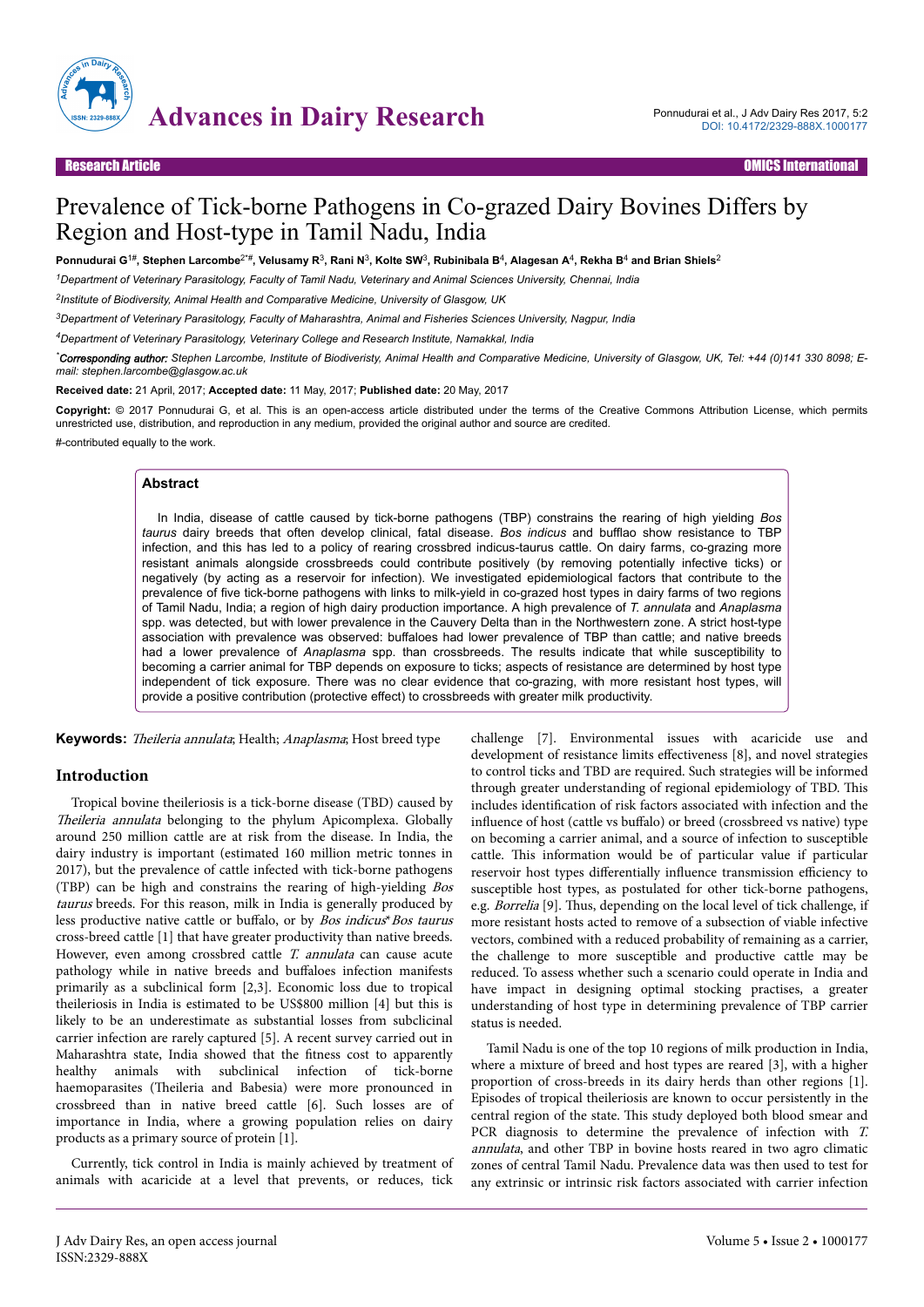Research Article | OMICS International

# Prevalence of Tick-borne Pathogens in Co-grazed Dairy Bovines Differs by Region and Host-type in Tamil Nadu, India

**Ponnudurai G[1#], Stephen Larcombe[2*#], Velusamy R[3], Rani N[3], Kolte SW[3], Rubinibala B[4], Alagesan A[4], Rekha B[4] and Brian Shiels[2]**

[1]Department of Veterinary Parasitology, Faculty of Tamil Nadu, Veterinary and Animal Sciences University, Chennai, India

[2]Institute of Biodiversity, Animal Health and Comparative Medicine, University of Glasgow, UK

[3]Department of Veterinary Parasitology, Faculty of Maharashtra, Animal and Fisheries Sciences University, Nagpur, India

[4]Department of Veterinary Parasitology, Veterinary College and Research Institute, Namakkal, India

*\*Corresponding author:* *Stephen Larcombe, Institute of Biodiveristy, Animal Health and Comparative Medicine, University of Glasgow, UK, Tel: +44 (0)141 330 8098; E-mail: stephen.larcombe@glasgow.ac.uk*

**Received date:** 21 April, 2017; **Accepted date:** 11 May, 2017; **Published date:** 20 May, 2017

**Copyright:** © 2017 Ponnudurai G, et al. This is an open-access article distributed under the terms of the Creative Commons Attribution License, which permits unrestricted use, distribution, and reproduction in any medium, provided the original author and source are credited.

#-contributed equally to the work.

## Abstract

In India, disease of cattle caused by tick-borne pathogens (TBP) constrains the rearing of high yielding *Bos taurus* dairy breeds that often develop clinical, fatal disease. *Bos indicus* and bufflao show resistance to TBP infection, and this has led to a policy of rearing crossbred indicus-taurus cattle. On dairy farms, co-grazing more resistant animals alongside crossbreeds could contribute positively (by removing potentially infective ticks) or negatively (by acting as a reservoir for infection). We investigated epidemiological factors that contribute to the prevalence of five tick-borne pathogens with links to milk-yield in co-grazed host types in dairy farms of two regions of Tamil Nadu, India; a region of high dairy production importance. A high prevalence of *T. annulata* and *Anaplasma* spp. was detected, but with lower prevalence in the Cauvery Delta than in the Northwestern zone. A strict host-type association with prevalence was observed: buffaloes had lower prevalence of TBP than cattle; and native breeds had a lower prevalence of *Anaplasma* spp. than crossbreeds. The results indicate that while susceptibility to becoming a carrier animal for TBP depends on exposure to ticks; aspects of resistance are determined by host type independent of tick exposure. There was no clear evidence that co-grazing, with more resistant host types, will provide a positive contribution (protective effect) to crossbreeds with greater milk productivity.

**Keywords:** *Theileria annulata*; Health; *Anaplasma*; Host breed type

## Introduction

Tropical bovine theileriosis is a tick-borne disease (TBD) caused by *Theileria annulata* belonging to the phylum Apicomplexa. Globally around 250 million cattle are at risk from the disease. In India, the dairy industry is important (estimated 160 million metric tonnes in 2017), but the prevalence of cattle infected with tick-borne pathogens (TBP) can be high and constrains the rearing of high-yielding *Bos taurus* breeds. For this reason, milk in India is generally produced by less productive native cattle or buffalo, or by *Bos indicus*\**Bos taurus* cross-breed cattle [1] that have greater productivity than native breeds. However, even among crossbred cattle *T. annulata* can cause acute pathology while in native breeds and buffaloes infection manifests primarily as a subclinical form [2,3]. Economic loss due to tropical theileriosis in India is estimated to be US$800 million [4] but this is likely to be an underestimate as substantial losses from subclincial carrier infection are rarely captured [5]. A recent survey carried out in Maharashtra state, India showed that the fitness cost to apparently healthy animals with subclinical infection of tick-borne haemoparasites (Theileria and Babesia) were more pronounced in crossbreed than in native breed cattle [6]. Such losses are of importance in India, where a growing population relies on dairy products as a primary source of protein [1].

Currently, tick control in India is mainly achieved by treatment of animals with acaricide at a level that prevents, or reduces, tick challenge [7]. Environmental issues with acaricide use and development of resistance limits effectiveness [8], and novel strategies to control ticks and TBD are required. Such strategies will be informed through greater understanding of regional epidemiology of TBD. This includes identification of risk factors associated with infection and the influence of host (cattle vs buffalo) or breed (crossbreed vs native) type on becoming a carrier animal, and a source of infection to susceptible cattle. This information would be of particular value if particular reservoir host types differentially influence transmission efficiency to susceptible host types, as postulated for other tick-borne pathogens, e.g. *Borrelia* [9]. Thus, depending on the local level of tick challenge, if more resistant hosts acted to remove of a subsection of viable infective vectors, combined with a reduced probability of remaining as a carrier, the challenge to more susceptible and productive cattle may be reduced. To assess whether such a scenario could operate in India and have impact in designing optimal stocking practises, a greater understanding of host type in determining prevalence of TBP carrier status is needed.

Tamil Nadu is one of the top 10 regions of milk production in India, where a mixture of breed and host types are reared [3], with a higher proportion of cross-breeds in its dairy herds than other regions [1]. Episodes of tropical theileriosis are known to occur persistently in the central region of the state. This study deployed both blood smear and PCR diagnosis to determine the prevalence of infection with *T. annulata*, and other TBP in bovine hosts reared in two agro climatic zones of central Tamil Nadu. Prevalence data was then used to test for any extrinsic or intrinsic risk factors associated with carrier infection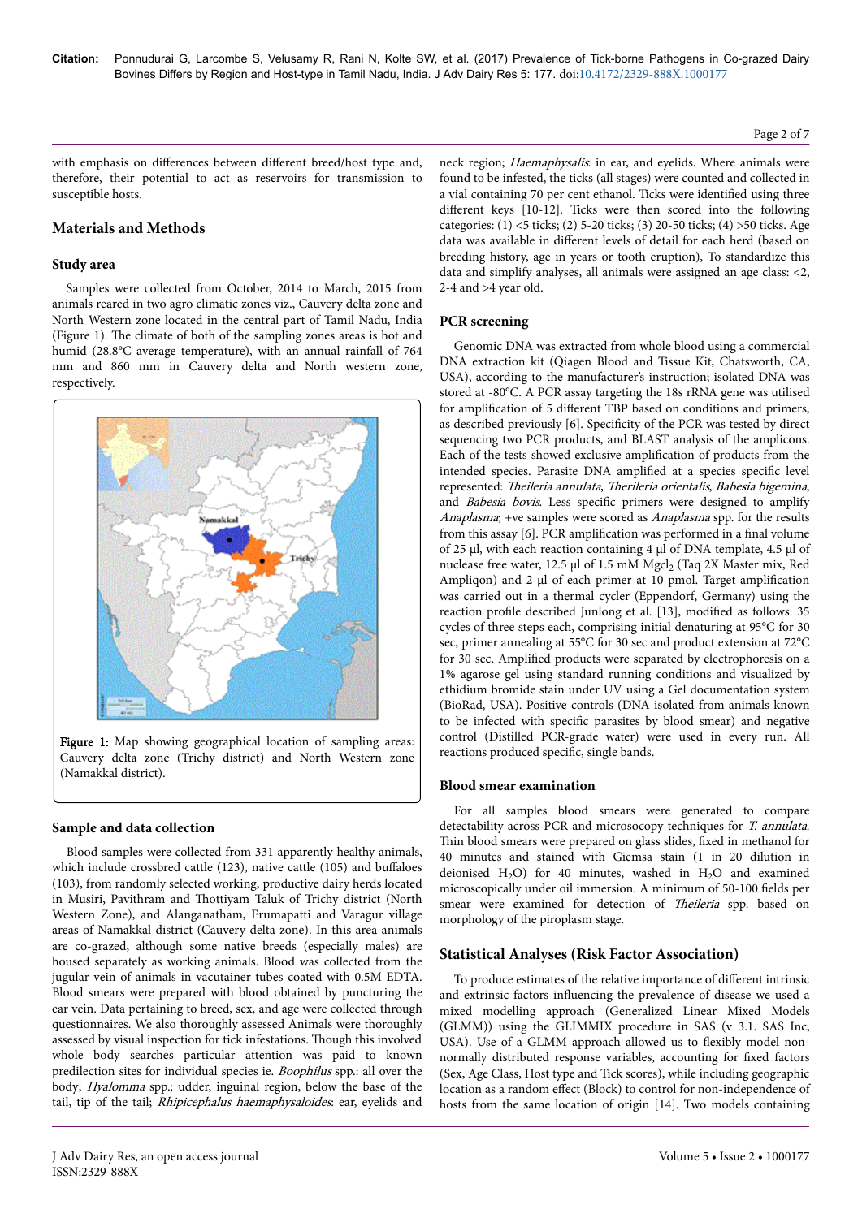with emphasis on differences between different breed/host type and, therefore, their potential to act as reservoirs for transmission to susceptible hosts.

## Materials and Methods

### Study area

Samples were collected from October, 2014 to March, 2015 from animals reared in two agro climatic zones viz., Cauvery delta zone and North Western zone located in the central part of Tamil Nadu, India (Figure 1). The climate of both of the sampling zones areas is hot and humid (28.8°C average temperature), with an annual rainfall of 764 mm and 860 mm in Cauvery delta and North western zone, respectively.

**Figure 1:** Map showing geographical location of sampling areas: Cauvery delta zone (Trichy district) and North Western zone (Namakkal district).

### Sample and data collection

Blood samples were collected from 331 apparently healthy animals, which include crossbred cattle (123), native cattle (105) and buffaloes (103), from randomly selected working, productive dairy herds located in Musiri, Pavithram and Thottiyam Taluk of Trichy district (North Western Zone), and Alanganatham, Erumapatti and Varagur village areas of Namakkal district (Cauvery delta zone). In this area animals are co-grazed, although some native breeds (especially males) are housed separately as working animals. Blood was collected from the jugular vein of animals in vacutainer tubes coated with 0.5M EDTA. Blood smears were prepared with blood obtained by puncturing the ear vein. Data pertaining to breed, sex, and age were collected through questionnaires. We also thoroughly assessed Animals were thoroughly assessed by visual inspection for tick infestations. Though this involved whole body searches particular attention was paid to known predilection sites for individual species ie. *Boophilus* spp.: all over the body; *Hyalomma* spp.: udder, inguinal region, below the base of the tail, tip of the tail; *Rhipicephalus haemaphysaloides*: ear, eyelids and neck region; *Haemaphysalis*: in ear, and eyelids. Where animals were found to be infested, the ticks (all stages) were counted and collected in a vial containing 70 per cent ethanol. Ticks were identified using three different keys [10-12]. Ticks were then scored into the following categories: (1) <5 ticks; (2) 5-20 ticks; (3) 20-50 ticks; (4) >50 ticks. Age data was available in different levels of detail for each herd (based on breeding history, age in years or tooth eruption), To standardize this data and simplify analyses, all animals were assigned an age class: <2, 2-4 and >4 year old.

### PCR screening

Genomic DNA was extracted from whole blood using a commercial DNA extraction kit (Qiagen Blood and Tissue Kit, Chatsworth, CA, USA), according to the manufacturer's instruction; isolated DNA was stored at -80°C. A PCR assay targeting the 18s rRNA gene was utilised for amplification of 5 different TBP based on conditions and primers, as described previously [6]. Specificity of the PCR was tested by direct sequencing two PCR products, and BLAST analysis of the amplicons. Each of the tests showed exclusive amplification of products from the intended species. Parasite DNA amplified at a species specific level represented: *Theileria annulata*, *Therileria orientalis*, *Babesia bigemina*, and *Babesia bovis*. Less specific primers were designed to amplify *Anaplasma*; +ve samples were scored as *Anaplasma* spp. for the results from this assay [6]. PCR amplification was performed in a final volume of 25 µl, with each reaction containing 4 µl of DNA template, 4.5 µl of nuclease free water, 12.5 µl of 1.5 mM $MgCl_2$ (Taq 2X Master mix, Red Ampliqon) and 2 µl of each primer at 10 pmol. Target amplification was carried out in a thermal cycler (Eppendorf, Germany) using the reaction profile described Junlong et al. [13], modified as follows: 35 cycles of three steps each, comprising initial denaturing at 95°C for 30 sec, primer annealing at 55°C for 30 sec and product extension at 72°C for 30 sec. Amplified products were separated by electrophoresis on a 1% agarose gel using standard running conditions and visualized by ethidium bromide stain under UV using a Gel documentation system (BioRad, USA). Positive controls (DNA isolated from animals known to be infected with specific parasites by blood smear) and negative control (Distilled PCR-grade water) were used in every run. All reactions produced specific, single bands.

### Blood smear examination

For all samples blood smears were generated to compare detectability across PCR and microscopy techniques for *T. annulata*. Thin blood smears were prepared on glass slides, fixed in methanol for 40 minutes and stained with Giemsa stain (1 in 20 dilution in deionised $H_2O$) for 40 minutes, washed in $H_2O$ and examined microscopically under oil immersion. A minimum of 50-100 fields per smear were examined for detection of *Theileria* spp. based on morphology of the piroplasm stage.

## Statistical Analyses (Risk Factor Association)

To produce estimates of the relative importance of different intrinsic and extrinsic factors influencing the prevalence of disease we used a mixed modelling approach (Generalized Linear Mixed Models (GLMM)) using the GLIMMIX procedure in SAS (v 3.1. SAS Inc, USA). Use of a GLMM approach allowed us to flexibly model non-normally distributed response variables, accounting for fixed factors (Sex, Age Class, Host type and Tick scores), while including geographic location as a random effect (Block) to control for non-independence of hosts from the same location of origin [14]. Two models containing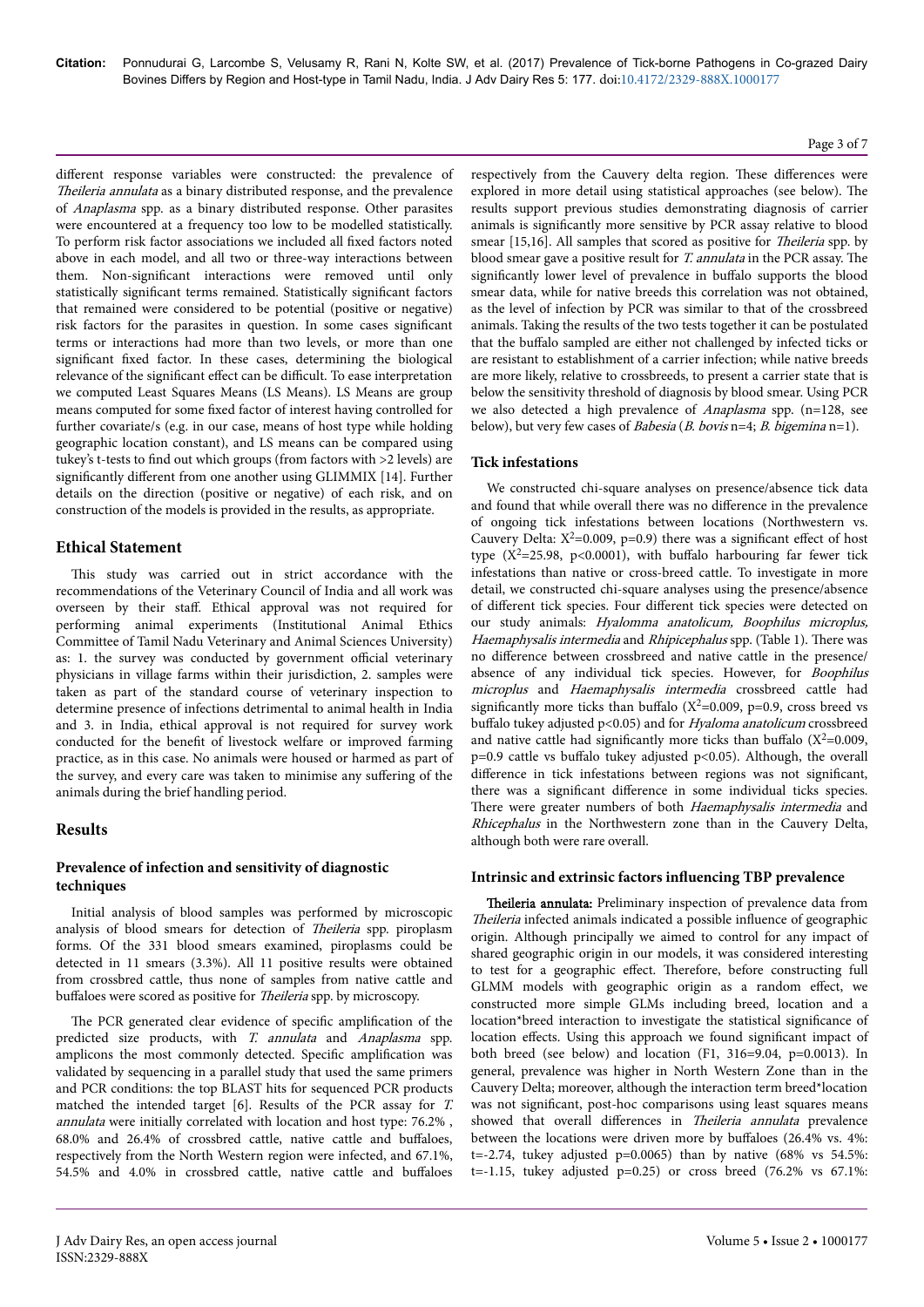different response variables were constructed: the prevalence of *Theileria annulata* as a binary distributed response, and the prevalence of *Anaplasma* spp. as a binary distributed response. Other parasites were encountered at a frequency too low to be modelled statistically. To perform risk factor associations we included all fixed factors noted above in each model, and all two or three-way interactions between them. Non-significant interactions were removed until only statistically significant terms remained. Statistically significant factors that remained were considered to be potential (positive or negative) risk factors for the parasites in question. In some cases significant terms or interactions had more than two levels, or more than one significant fixed factor. In these cases, determining the biological relevance of the significant effect can be difficult. To ease interpretation we computed Least Squares Means (LS Means). LS Means are group means computed for some fixed factor of interest having controlled for further covariate/s (e.g. in our case, means of host type while holding geographic location constant), and LS means can be compared using tukey's t-tests to find out which groups (from factors with >2 levels) are significantly different from one another using GLIMMIX [14]. Further details on the direction (positive or negative) of each risk, and on construction of the models is provided in the results, as appropriate.

## Ethical Statement

This study was carried out in strict accordance with the recommendations of the Veterinary Council of India and all work was overseen by their staff. Ethical approval was not required for performing animal experiments (Institutional Animal Ethics Committee of Tamil Nadu Veterinary and Animal Sciences University) as: 1. the survey was conducted by government official veterinary physicians in village farms within their jurisdiction, 2. samples were taken as part of the standard course of veterinary inspection to determine presence of infections detrimental to animal health in India and 3. in India, ethical approval is not required for survey work conducted for the benefit of livestock welfare or improved farming practice, as in this case. No animals were housed or harmed as part of the survey, and every care was taken to minimise any suffering of the animals during the brief handling period.

## Results

### Prevalence of infection and sensitivity of diagnostic techniques

Initial analysis of blood samples was performed by microscopic analysis of blood smears for detection of *Theileria* spp. piroplasm forms. Of the 331 blood smears examined, piroplasms could be detected in 11 smears (3.3%). All 11 positive results were obtained from crossbred cattle, thus none of samples from native cattle and buffaloes were scored as positive for *Theileria* spp. by microscopy.

The PCR generated clear evidence of specific amplification of the predicted size products, with *T. annulata* and *Anaplasma* spp. amplicons the most commonly detected. Specific amplification was validated by sequencing in a parallel study that used the same primers and PCR conditions: the top BLAST hits for sequenced PCR products matched the intended target [6]. Results of the PCR assay for *T. annulata* were initially correlated with location and host type: 76.2% , 68.0% and 26.4% of crossbred cattle, native cattle and buffaloes, respectively from the North Western region were infected, and 67.1%, 54.5% and 4.0% in crossbred cattle, native cattle and buffaloes respectively from the Cauvery delta region. These differences were explored in more detail using statistical approaches (see below). The results support previous studies demonstrating diagnosis of carrier animals is significantly more sensitive by PCR assay relative to blood smear [15,16]. All samples that scored as positive for *Theileria* spp. by blood smear gave a positive result for *T. annulata* in the PCR assay. The significantly lower level of prevalence in buffalo supports the blood smear data, while for native breeds this correlation was not obtained, as the level of infection by PCR was similar to that of the crossbreed animals. Taking the results of the two tests together it can be postulated that the buffalo sampled are either not challenged by infected ticks or are resistant to establishment of a carrier infection; while native breeds are more likely, relative to crossbreeds, to present a carrier state that is below the sensitivity threshold of diagnosis by blood smear. Using PCR we also detected a high prevalence of *Anaplasma* spp. (n=128, see below), but very few cases of *Babesia* (*B. bovis* n=4; *B. bigemina* n=1).

### Tick infestations

We constructed chi-square analyses on presence/absence tick data and found that while overall there was no difference in the prevalence of ongoing tick infestations between locations (Northwestern vs. Cauvery Delta: $X^2$=0.009, p=0.9) there was a significant effect of host type ($X^2$=25.98, p<0.0001), with buffalo harbouring far fewer tick infestations than native or cross-breed cattle. To investigate in more detail, we constructed chi-square analyses using the presence/absence of different tick species. Four different tick species were detected on our study animals: *Hyalomma anatolicum, Boophilus microplus, Haemaphysalis intermedia* and *Rhipicephalus* spp. (Table 1). There was no difference between crossbreed and native cattle in the presence/absence of any individual tick species. However, for *Boophilus microplus* and *Haemaphysalis intermedia* crossbreed cattle had significantly more ticks than buffalo ($X^2$=0.009, p=0.9, cross breed vs buffalo tukey adjusted p<0.05) and for *Hyaloma anatolicum* crossbreed and native cattle had significantly more ticks than buffalo ($X^2$=0.009, p=0.9 cattle vs buffalo tukey adjusted p<0.05). Although, the overall difference in tick infestations between regions was not significant, there was a significant difference in some individual ticks species. There were greater numbers of both *Haemaphysalis intermedia* and *Rhicephalus* in the Northwestern zone than in the Cauvery Delta, although both were rare overall.

### Intrinsic and extrinsic factors influencing TBP prevalence

**Theileria annulata:** Preliminary inspection of prevalence data from *Theileria* infected animals indicated a possible influence of geographic origin. Although principally we aimed to control for any impact of shared geographic origin in our models, it was considered interesting to test for a geographic effect. Therefore, before constructing full GLMM models with geographic origin as a random effect, we constructed more simple GLMs including breed, location and a location*breed interaction to investigate the statistical significance of location effects. Using this approach we found significant impact of both breed (see below) and location ($F_{1, 316}$=9.04, p=0.0013). In general, prevalence was higher in North Western Zone than in the Cauvery Delta; moreover, although the interaction term breed*location was not significant, post-hoc comparisons using least squares means showed that overall differences in *Theileria annulata* prevalence between the locations were driven more by buffaloes (26.4% vs. 4%: t=-2.74, tukey adjusted p=0.0065) than by native (68% vs 54.5%: t=-1.15, tukey adjusted p=0.25) or cross breed (76.2% vs 67.1%: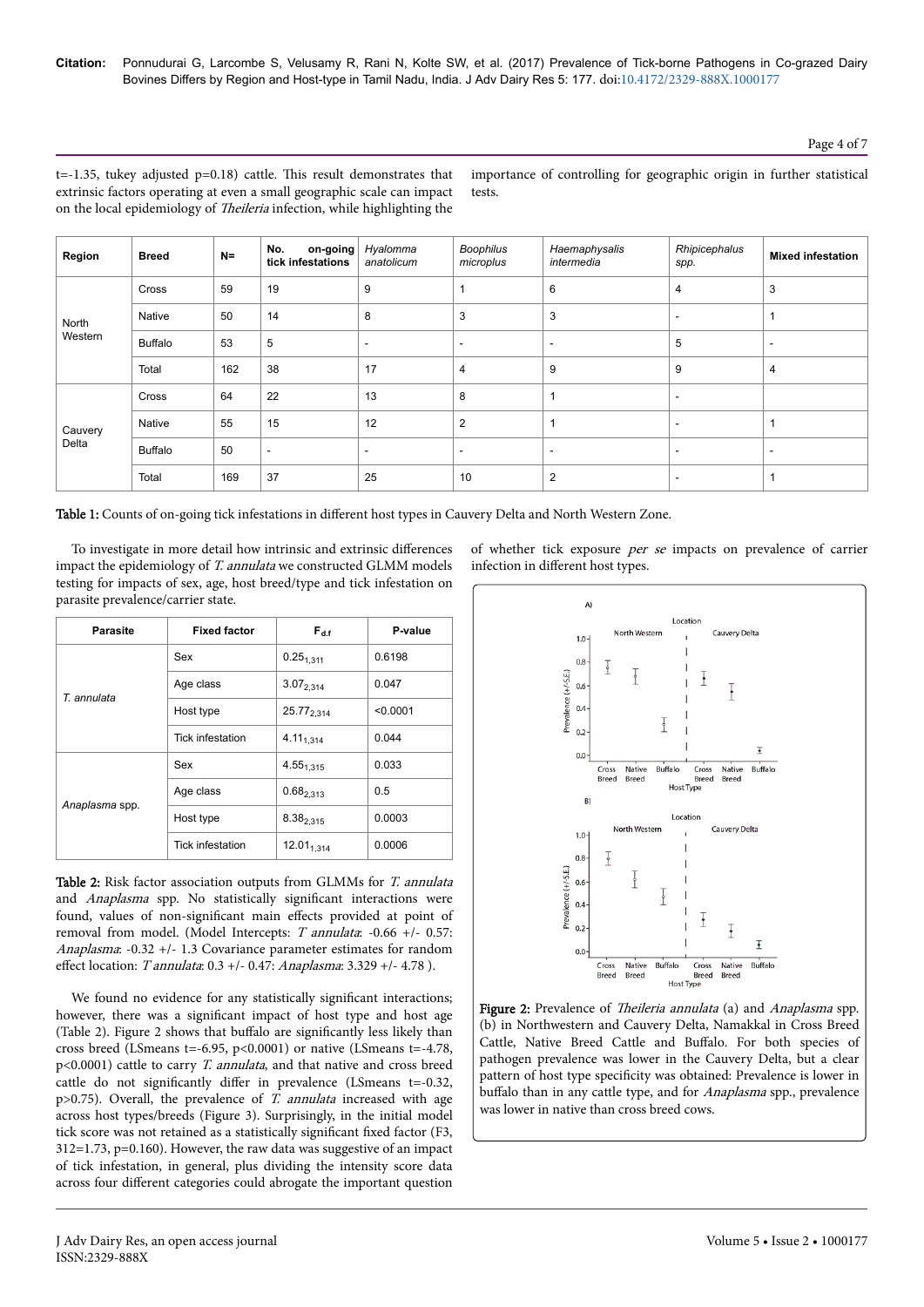t=-1.35, tukey adjusted p=0.18) cattle. This result demonstrates that extrinsic factors operating at even a small geographic scale can impact on the local epidemiology of *Theileria* infection, while highlighting the importance of controlling for geographic origin in further statistical tests.

| Region | Breed | N= | No. on-going tick infestations | *Hyalomma anatolicum* | *Boophilus microplus* | *Haemaphysalis intermedia* | *Rhipicephalus spp.* | Mixed infestation |
|---|---|---|---|---|---|---|---|---|
| North Western | Cross | 59 | 19 | 9 | 1 | 6 | 4 | 3 |
| | Native | 50 | 14 | 8 | 3 | 3 | - | 1 |
| | Buffalo | 53 | 5 | - | - | - | 5 | - |
| | Total | 162 | 38 | 17 | 4 | 9 | 9 | 4 |
| Cauvery Delta | Cross | 64 | 22 | 13 | 8 | 1 | - | |
| | Native | 55 | 15 | 12 | 2 | 1 | - | 1 |
| | Buffalo | 50 | - | - | - | - | - | - |
| | Total | 169 | 37 | 25 | 10 | 2 | - | 1 |

**Table 1:** Counts of on-going tick infestations in different host types in Cauvery Delta and North Western Zone.

To investigate in more detail how intrinsic and extrinsic differences impact the epidemiology of *T. annulata* we constructed GLMM models testing for impacts of sex, age, host breed/type and tick infestation on parasite prevalence/carrier state.

| Parasite | Fixed factor | $F_{d.f}$ | P-value |
|---|---|---|---|
| *T. annulata* | Sex | $0.25_{1,311}$ | 0.6198 |
| | Age class | $3.07_{2,314}$ | 0.047 |
| | Host type | $25.77_{2,314}$ | <0.0001 |
| | Tick infestation | $4.11_{1,314}$ | 0.044 |
| *Anaplasma* spp. | Sex | $4.55_{1,315}$ | 0.033 |
| | Age class | $0.68_{2,313}$ | 0.5 |
| | Host type | $8.38_{2,315}$ | 0.0003 |
| | Tick infestation | $12.01_{1,314}$ | 0.0006 |

**Table 2:** Risk factor association outputs from GLMMs for *T. annulata* and *Anaplasma* spp. No statistically significant interactions were found, values of non-significant main effects provided at point of removal from model. (Model Intercepts: *T annulata*: -0.66 +/- 0.57: *Anaplasma*: -0.32 +/- 1.3 Covariance parameter estimates for random effect location: *T annulata*: 0.3 +/- 0.47: *Anaplasma*: 3.329 +/- 4.78 ).

We found no evidence for any statistically significant interactions; however, there was a significant impact of host type and host age (Table 2). Figure 2 shows that buffalo are significantly less likely than cross breed (LSmeans t=-6.95, p<0.0001) or native (LSmeans t=-4.78, p<0.0001) cattle to carry *T. annulata*, and that native and cross breed cattle do not significantly differ in prevalence (LSmeans t=-0.32, p>0.75). Overall, the prevalence of *T. annulata* increased with age across host types/breeds (Figure 3). Surprisingly, in the initial model tick score was not retained as a statistically significant fixed factor (F3, 312=1.73, p=0.160). However, the raw data was suggestive of an impact of tick infestation, in general, plus dividing the intensity score data across four different categories could abrogate the important question of whether tick exposure *per se* impacts on prevalence of carrier infection in different host types.

**Figure 2:** Prevalence of *Theileria annulata* (a) and *Anaplasma* spp. (b) in Northwestern and Cauvery Delta, Namakkal in Cross Breed Cattle, Native Breed Cattle and Buffalo. For both species of pathogen prevalence was lower in the Cauvery Delta, but a clear pattern of host type specificity was obtained: Prevalence is lower in buffalo than in any cattle type, and for *Anaplasma* spp., prevalence was lower in native than cross breed cows.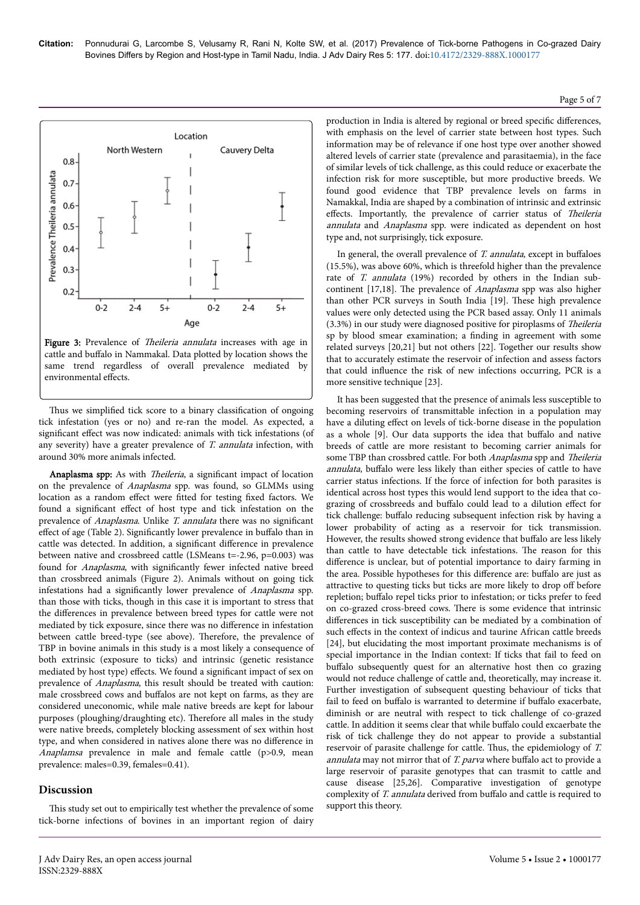Location

North Western

Cauvery Delta

Prevalence Theileria annulata

0.8

0.7

0.6

0.5

0.4

0.3

0.2

0-2

2-4

5+

0-2

2-4

5+

Age

**Figure 3:** Prevalence of *Theileria annulata* increases with age in cattle and buffalo in Nammakal. Data plotted by location shows the same trend regardless of overall prevalence mediated by environmental effects.

Thus we simplified tick score to a binary classification of ongoing tick infestation (yes or no) and re-ran the model. As expected, a significant effect was now indicated: animals with tick infestations (of any severity) have a greater prevalence of *T. annulata* infection, with around 30% more animals infected.

**Anaplasma spp:** As with *Theileria*, a significant impact of location on the prevalence of *Anaplasma* spp. was found, so GLMMs using location as a random effect were fitted for testing fixed factors. We found a significant effect of host type and tick infestation on the prevalence of *Anaplasma*. Unlike *T. annulata* there was no significant effect of age (Table 2). Significantly lower prevalence in buffalo than in cattle was detected. In addition, a significant difference in prevalence between native and crossbreed cattle (LSMeans t=-2.96, p=0.003) was found for *Anaplasma*, with significantly fewer infected native breed than crossbreed animals (Figure 2). Animals without on going tick infestations had a significantly lower prevalence of *Anaplasma* spp. than those with ticks, though in this case it is important to stress that the differences in prevalence between breed types for cattle were not mediated by tick exposure, since there was no difference in infestation between cattle breed-type (see above). Therefore, the prevalence of TBP in bovine animals in this study is a most likely a consequence of both extrinsic (exposure to ticks) and intrinsic (genetic resistance mediated by host type) effects. We found a significant impact of sex on prevalence of *Anaplasma*, this result should be treated with caution: male crossbreed cows and buffalos are not kept on farms, as they are considered uneconomic, while male native breeds are kept for labour purposes (ploughing/draughting etc). Therefore all males in the study were native breeds, completely blocking assessment of sex within host type, and when considered in natives alone there was no difference in *Anaplamsa* prevalence in male and female cattle (p>0.9, mean prevalence: males=0.39, females=0.41).

## Discussion

This study set out to empirically test whether the prevalence of some tick-borne infections of bovines in an important region of dairy production in India is altered by regional or breed specific differences, with emphasis on the level of carrier state between host types. Such information may be of relevance if one host type over another showed altered levels of carrier state (prevalence and parasitaemia), in the face of similar levels of tick challenge, as this could reduce or exacerbate the infection risk for more susceptible, but more productive breeds. We found good evidence that TBP prevalence levels on farms in Namakkal, India are shaped by a combination of intrinsic and extrinsic effects. Importantly, the prevalence of carrier status of *Theileria annulata* and *Anaplasma* spp. were indicated as dependent on host type and, not surprisingly, tick exposure.

In general, the overall prevalence of *T. annulata*, except in buffaloes (15.5%), was above 60%, which is threefold higher than the prevalence rate of *T. annulata* (19%) recorded by others in the Indian sub-continent [17,18]. The prevalence of *Anaplasma* spp was also higher than other PCR surveys in South India [19]. These high prevalence values were only detected using the PCR based assay. Only 11 animals (3.3%) in our study were diagnosed positive for piroplasms of *Theileria* sp by blood smear examination; a finding in agreement with some related surveys [20,21] but not others [22]. Together our results show that to accurately estimate the reservoir of infection and assess factors that could influence the risk of new infections occurring, PCR is a more sensitive technique [23].

It has been suggested that the presence of animals less susceptible to becoming reservoirs of transmittable infection in a population may have a diluting effect on levels of tick-borne disease in the population as a whole [9]. Our data supports the idea that buffalo and native breeds of cattle are more resistant to becoming carrier animals for some TBP than crossbred cattle. For both *Anaplasma* spp and *Theileria annulata*, buffalo were less likely than either species of cattle to have carrier status infections. If the force of infection for both parasites is identical across host types this would lend support to the idea that co-grazing of crossbreeds and buffalo could lead to a dilution effect for tick challenge: buffalo reducing subsequent infection risk by having a lower probability of acting as a reservoir for tick transmission. However, the results showed strong evidence that buffalo are less likely than cattle to have detectable tick infestations. The reason for this difference is unclear, but of potential importance to dairy farming in the area. Possible hypotheses for this difference are: buffalo are just as attractive to questing ticks but ticks are more likely to drop off before repletion; buffalo repel ticks prior to infestation; or ticks prefer to feed on co-grazed cross-breed cows. There is some evidence that intrinsic differences in tick susceptibility can be mediated by a combination of such effects in the context of indicus and taurine African cattle breeds [24], but elucidating the most important proximate mechanisms is of special importance in the Indian context: If ticks that fail to feed on buffalo subsequently quest for an alternative host then co grazing would not reduce challenge of cattle and, theoretically, may increase it. Further investigation of subsequent questing behaviour of ticks that fail to feed on buffalo is warranted to determine if buffalo exacerbate, diminish or are neutral with respect to tick challenge of co-grazed cattle. In addition it seems clear that while buffalo could excaerbate the risk of tick challenge they do not appear to provide a substantial reservoir of parasite challenge for cattle. Thus, the epidemiology of *T. annulata* may not mirror that of *T. parva* where buffalo act to provide a large reservoir of parasite genotypes that can trasmit to cattle and cause disease [25,26]. Comparative investigation of genotype complexity of *T. annulata* derived from buffalo and cattle is required to support this theory.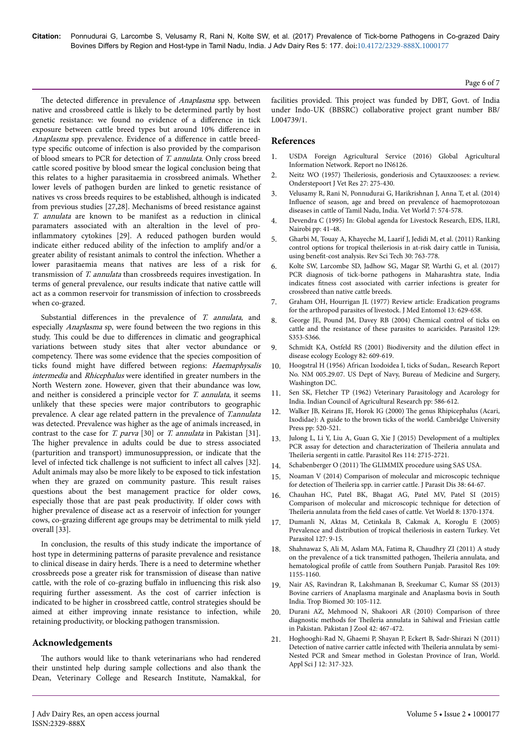The detected difference in prevalence of *Anaplasma* spp. between native and crossbreed cattle is likely to be determined partly by host genetic resistance: we found no evidence of a difference in tick exposure between cattle breed types but around 10% difference in *Anaplasma* spp. prevalence. Evidence of a difference in cattle breed-type specific outcome of infection is also provided by the comparison of blood smears to PCR for detection of *T. annulata*. Only cross breed cattle scored positive by blood smear the logical conclusion being that this relates to a higher parasitaemia in crossbreed animals. Whether lower levels of pathogen burden are linked to genetic resistance of natives vs cross breeds requires to be established, although is indicated from previous studies [27,28]. Mechanisms of breed resistance against *T. annulata* are known to be manifest as a reduction in clinical paramaters associated with an alteraltion in the level of pro-inflammatory cytokines [29]. A reduced pathogen burden would indicate either reduced ability of the infection to amplify and/or a greater ability of resistant animals to control the infection. Whether a lower parasitaemia means that natives are less of a risk for transmission of *T. annulata* than crossbreeds requires investigation. In terms of general prevalence, our results indicate that native cattle will act as a common reservoir for transmission of infection to crossbreeds when co-grazed.

Substantial differences in the prevalence of *T. annulata*, and especially *Anaplasma* sp, were found between the two regions in this study. This could be due to differences in climatic and geographical variations between study sites that alter vector abundance or competency. There was some evidence that the species composition of ticks found might have differed between regions: *Haemaphysalis intermedia* and *Rhicephalus* were identified in greater numbers in the North Western zone. However, given that their abundance was low, and neither is considered a principle vector for *T. annulata*, it seems unlikely that these species were major contributors to geographic prevalence. A clear age related pattern in the prevalence of *T.annulata* was detected. Prevalence was higher as the age of animals increased, in contrast to the case for *T. parva* [30] or *T. annulata* in Pakistan [31]. The higher prevalence in adults could be due to stress associated (parturition and transport) immunosuppression, or indicate that the level of infected tick challenge is not sufficient to infect all calves [32]. Adult animals may also be more likely to be exposed to tick infestation when they are grazed on community pasture. This result raises questions about the best management practice for older cows, especially those that are past peak productivity. If older cows with higher prevalence of disease act as a reservoir of infection for younger cows, co-grazing different age groups may be detrimental to milk yield overall [33].

In conclusion, the results of this study indicate the importance of host type in determining patterns of parasite prevalence and resistance to clinical disease in dairy herds. There is a need to determine whether crossbreeds pose a greater risk for transmission of disease than native cattle, with the role of co-grazing buffalo in influencing this risk also requiring further assessment. As the cost of carrier infection is indicated to be higher in crossbreed cattle, control strategies should be aimed at either improving innate resistance to infection, while retaining productivity, or blocking pathogen transmission.

## Acknowledgements

The authors would like to thank veterinarians who had rendered their unstinted help during sample collections and also thank the Dean, Veterinary College and Research Institute, Namakkal, for facilities provided. This project was funded by DBT, Govt. of India under Indo-UK (BBSRC) collaborative project grant number BB/L004739/1.

## References

1. USDA Foreign Agricultural Service (2016) Global Agricultural Information Network. Report no IN6126.
2. Neitz WO (1957) Theileriosis, gonderiosis and Cytauxzooses: a review. Onderstepoort J Vet Res 27: 275-430.
3. Velusamy R, Rani N, Ponnudurai G, Harikrishnan J, Anna T, et al. (2014) Influence of season, age and breed on prevalence of haemoprotozoan diseases in cattle of Tamil Nadu, India. Vet World 7: 574-578.
4. Devendra C (1995) In: Global agenda for Livestock Research, EDS, ILRI, Nairobi pp: 41-48.
5. Gharbi M, Touay A, Khayeche M, Laarif J, Jedidi M, et al. (2011) Ranking control options for tropical theileriosis in at-risk dairy cattle in Tunisia, using benefit-cost analysis. Rev Sci Tech 30: 763-778.
6. Kolte SW, Larcombe SD, Jadhow SG, Magar SP, Warthi G, et al. (2017) PCR diagnosis of tick-borne pathogens in Maharashtra state, India indicates fitness cost associated with carrier infections is greater for crossbreed than native cattle breeds.
7. Graham OH, Hourrigan JL (1977) Review article: Eradication programs for the arthropod parasites of livestock. J Med Entomol 13: 629-658.
8. George JE, Pound JM, Davey RB (2004) Chemical control of ticks on cattle and the resistance of these parasites to acaricides. Parasitol 129: S353-S366.
9. Schmidt KA, Ostfeld RS (2001) Biodiversity and the dilution effect in disease ecology Ecology 82: 609-619.
10. Hoogstral H (1956) African Ixodoidea I, ticks of Sudan,. Research Report No. NM 005.29.07. US Dept of Navy, Bureau of Medicine and Surgery, Washington DC.
11. Sen SK, Fletcher TP (1962) Veterinary Parasitology and Acarology for India. Indian Council of Agricultural Research pp: 586-612.
12. Walker JB, Keirans JE, Horok IG (2000) The genus Rhipicephalus (Acari, Ixodidae): A guide to the brown ticks of the world. Cambridge University Press pp: 520-521.
13. Julong L, Li Y, Liu A, Guan G, Xie J (2015) Development of a multiplex PCR assay for detection and characterization of Theileria annulata and Theileria sergenti in cattle. Parasitol Res 114: 2715-2721.
14. Schabenberger O (2011) The GLIMMIX procedure using SAS USA.
15. Noaman V (2014) Comparison of molecular and microscopic technique for detection of Theileria spp. in carrier cattle. J Parasit Dis 38: 64-67.
16. Chauhan HC, Patel BK, Bhagat AG, Patel MV, Patel SI (2015) Comparison of molecular and microscopic technique for detection of Theileria annulata from the field cases of cattle. Vet World 8: 1370-1374.
17. Dumanli N, Aktas M, Cetinkala B, Cakmak A, Koroglu E (2005) Prevalence and distribution of tropical theileriosis in eastern Turkey. Vet Parasitol 127: 9-15.
18. Shahnawaz S, Ali M, Aslam MA, Fatima R, Chaudhry ZI (2011) A study on the prevalence of a tick transmitted pathogen, Theileria annulata, and hematological profile of cattle from Southern Punjab. Parasitol Res 109: 1155-1160.
19. Nair AS, Ravindran R, Lakshmanan B, Sreekumar C, Kumar SS (2013) Bovine carriers of Anaplasma marginale and Anaplasma bovis in South India. Trop Biomed 30: 105-112.
20. Durani AZ, Mehmood N, Shakoori AR (2010) Comparison of three diagnostic methods for Theileria annulata in Sahiwal and Friesian cattle in Pakistan. Pakistan J Zool 42: 467-472.
21. Hoghooghi-Rad N, Ghaemi P, Shayan P, Eckert B, Sadr-Shirazi N (2011) Detection of native carrier cattle infected with Theileria annulata by semi-Nested PCR and Smear method in Golestan Province of Iran, World. Appl Sci J 12: 317-323.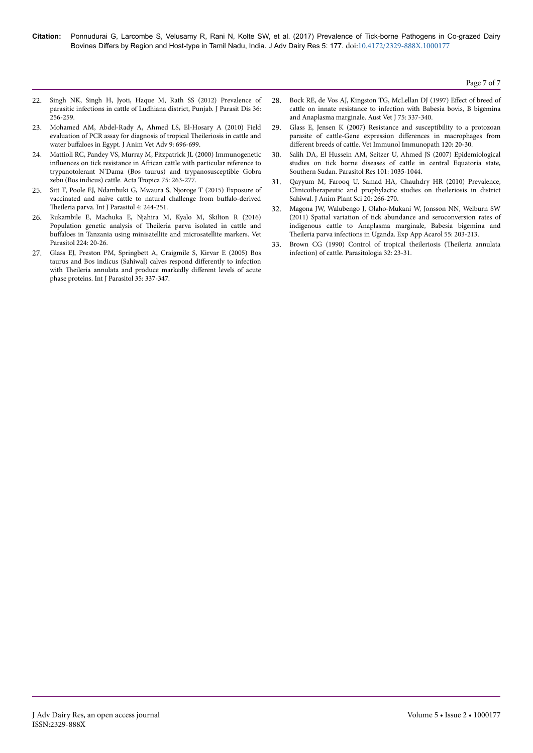22. Singh NK, Singh H, Jyoti, Haque M, Rath SS (2012) Prevalence of parasitic infections in cattle of Ludhiana district, Punjab. J Parasit Dis 36: 256-259.
23. Mohamed AM, Abdel-Rady A, Ahmed LS, El-Hosary A (2010) Field evaluation of PCR assay for diagnosis of tropical Theileriosis in cattle and water buffaloes in Egypt. J Anim Vet Adv 9: 696-699.
24. Mattioli RC, Pandey VS, Murray M, Fitzpatrick JL (2000) Immunogenetic influences on tick resistance in African cattle with particular reference to trypanotolerant N'Dama (Bos taurus) and trypanosusceptible Gobra zebu (Bos indicus) cattle. Acta Tropica 75: 263-277.
25. Sitt T, Poole EJ, Ndambuki G, Mwaura S, Njoroge T (2015) Exposure of vaccinated and naive cattle to natural challenge from buffalo-derived Theileria parva. Int J Parasitol 4: 244-251.
26. Rukambile E, Machuka E, Njahira M, Kyalo M, Skilton R (2016) Population genetic analysis of Theileria parva isolated in cattle and buffaloes in Tanzania using minisatellite and microsatellite markers. Vet Parasitol 224: 20-26.
27. Glass EJ, Preston PM, Springbett A, Craigmile S, Kirvar E (2005) Bos taurus and Bos indicus (Sahiwal) calves respond differently to infection with Theileria annulata and produce markedly different levels of acute phase proteins. Int J Parasitol 35: 337-347.
28. Bock RE, de Vos AJ, Kingston TG, McLellan DJ (1997) Effect of breed of cattle on innate resistance to infection with Babesia bovis, B bigemina and Anaplasma marginale. Aust Vet J 75: 337-340.
29. Glass E, Jensen K (2007) Resistance and susceptibility to a protozoan parasite of cattle-Gene expression differences in macrophages from different breeds of cattle. Vet Immunol Immunopath 120: 20-30.
30. Salih DA, El Hussein AM, Seitzer U, Ahmed JS (2007) Epidemiological studies on tick borne diseases of cattle in central Equatoria state, Southern Sudan. Parasitol Res 101: 1035-1044.
31. Qayyum M, Farooq U, Samad HA, Chauhdry HR (2010) Prevalence, Clinicotherapeutic and prophylactic studies on theileriosis in district Sahiwal. J Anim Plant Sci 20: 266-270.
32. Magona JW, Walubengo J, Olaho-Mukani W, Jonsson NN, Welburn SW (2011) Spatial variation of tick abundance and seroconversion rates of indigenous cattle to Anaplasma marginale, Babesia bigemina and Theileria parva infections in Uganda. Exp App Acarol 55: 203-213.
33. Brown CG (1990) Control of tropical theileriosis (Theileria annulata infection) of cattle. Parasitologia 32: 23-31.